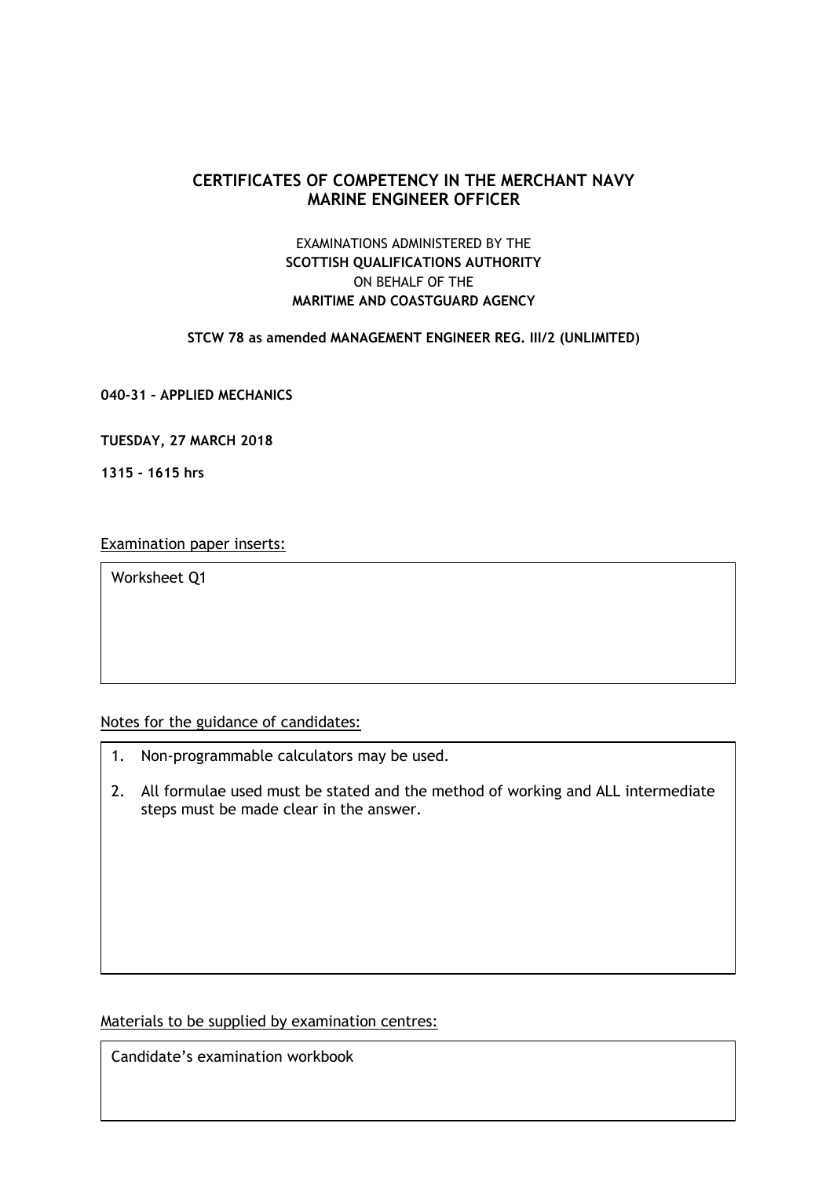# CERTIFICATES OF COMPETENCY IN THE MERCHANT NAVY
# MARINE ENGINEER OFFICER

EXAMINATIONS ADMINISTERED BY THE
**SCOTTISH QUALIFICATIONS AUTHORITY**
ON BEHALF OF THE
**MARITIME AND COASTGUARD AGENCY**

**STCW 78 as amended MANAGEMENT ENGINEER REG. III/2 (UNLIMITED)**

**040-31 – APPLIED MECHANICS**

**TUESDAY, 27 MARCH 2018**

**1315 - 1615 hrs**

Examination paper inserts:

Worksheet Q1

Notes for the guidance of candidates:

1. Non-programmable calculators may be used.
2. All formulae used must be stated and the method of working and ALL intermediate steps must be made clear in the answer.

Materials to be supplied by examination centres:

Candidate's examination workbook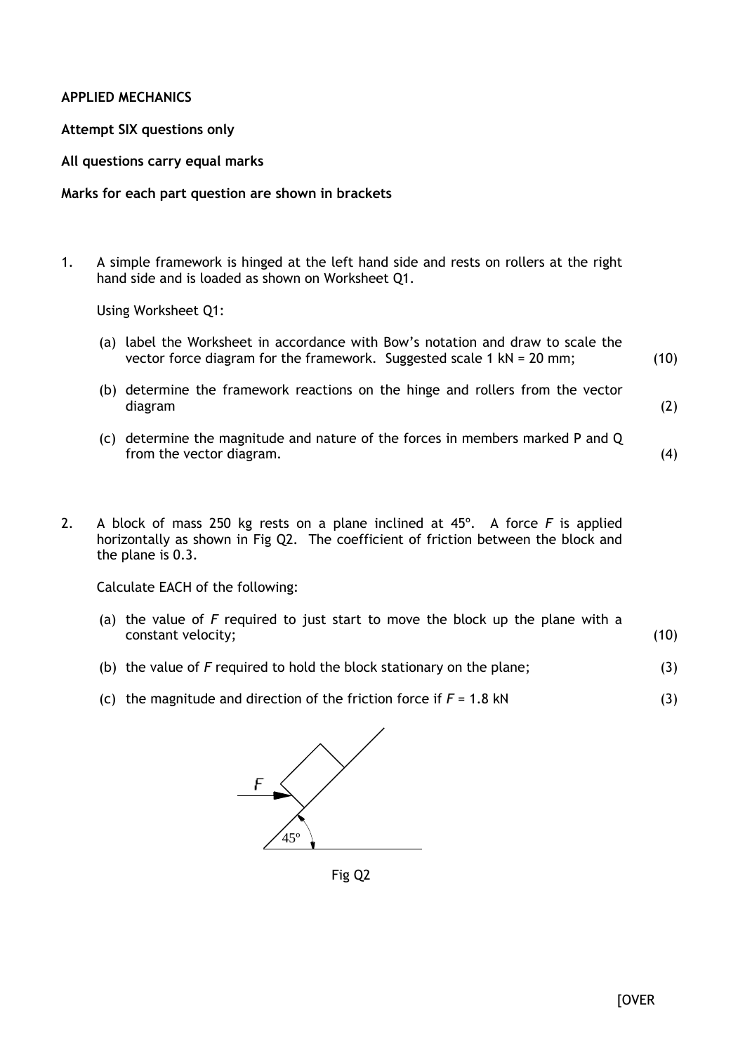**APPLIED MECHANICS**

**Attempt SIX questions only**

**All questions carry equal marks**

**Marks for each part question are shown in brackets**

1. A simple framework is hinged at the left hand side and rests on rollers at the right hand side and is loaded as shown on Worksheet Q1.

   Using Worksheet Q1:

   (a) label the Worksheet in accordance with Bow's notation and draw to scale the vector force diagram for the framework. Suggested scale 1 kN = 20 mm; (10)

   (b) determine the framework reactions on the hinge and rollers from the vector diagram (2)

   (c) determine the magnitude and nature of the forces in members marked P and Q from the vector diagram. (4)

2. A block of mass 250 kg rests on a plane inclined at 45°. A force $F$ is applied horizontally as shown in Fig Q2. The coefficient of friction between the block and the plane is 0.3.

   Calculate EACH of the following:

   (a) the value of $F$ required to just start to move the block up the plane with a constant velocity; (10)

   (b) the value of $F$ required to hold the block stationary on the plane; (3)

   (c) the magnitude and direction of the friction force if $F$ = 1.8 kN (3)

Fig Q2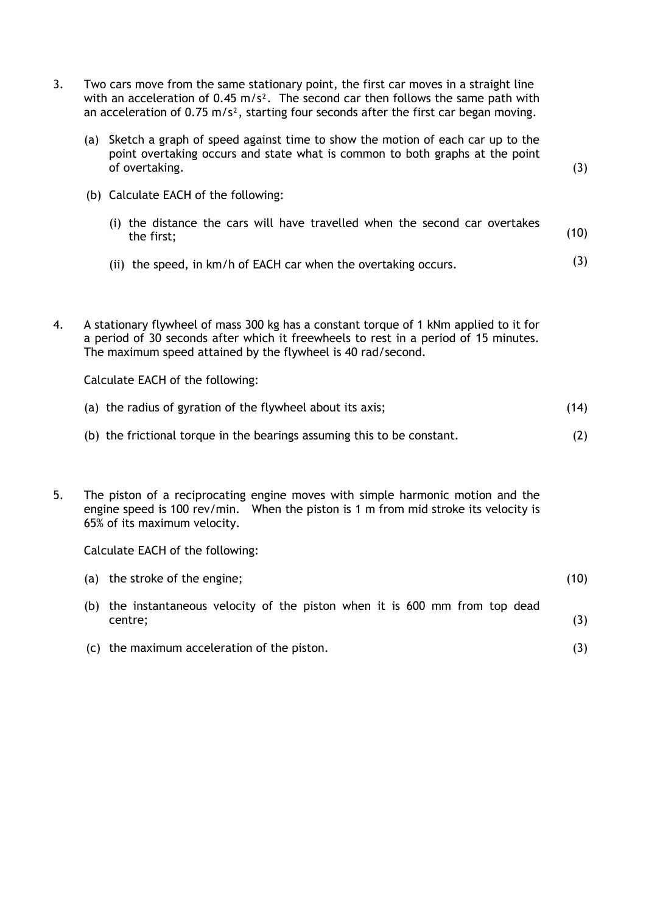3. Two cars move from the same stationary point, the first car moves in a straight line with an acceleration of 0.45 $m/s^2$. The second car then follows the same path with an acceleration of 0.75 $m/s^2$, starting four seconds after the first car began moving.

   (a) Sketch a graph of speed against time to show the motion of each car up to the point overtaking occurs and state what is common to both graphs at the point of overtaking. (3)

   (b) Calculate EACH of the following:

   (i) the distance the cars will have travelled when the second car overtakes the first; (10)

   (ii) the speed, in km/h of EACH car when the overtaking occurs. (3)

4. A stationary flywheel of mass 300 kg has a constant torque of 1 kNm applied to it for a period of 30 seconds after which it freewheels to rest in a period of 15 minutes. The maximum speed attained by the flywheel is 40 rad/second.

   Calculate EACH of the following:

   (a) the radius of gyration of the flywheel about its axis; (14)

   (b) the frictional torque in the bearings assuming this to be constant. (2)

5. The piston of a reciprocating engine moves with simple harmonic motion and the engine speed is 100 rev/min. When the piston is 1 m from mid stroke its velocity is 65% of its maximum velocity.

   Calculate EACH of the following:

   (a) the stroke of the engine; (10)

   (b) the instantaneous velocity of the piston when it is 600 mm from top dead centre; (3)

   (c) the maximum acceleration of the piston. (3)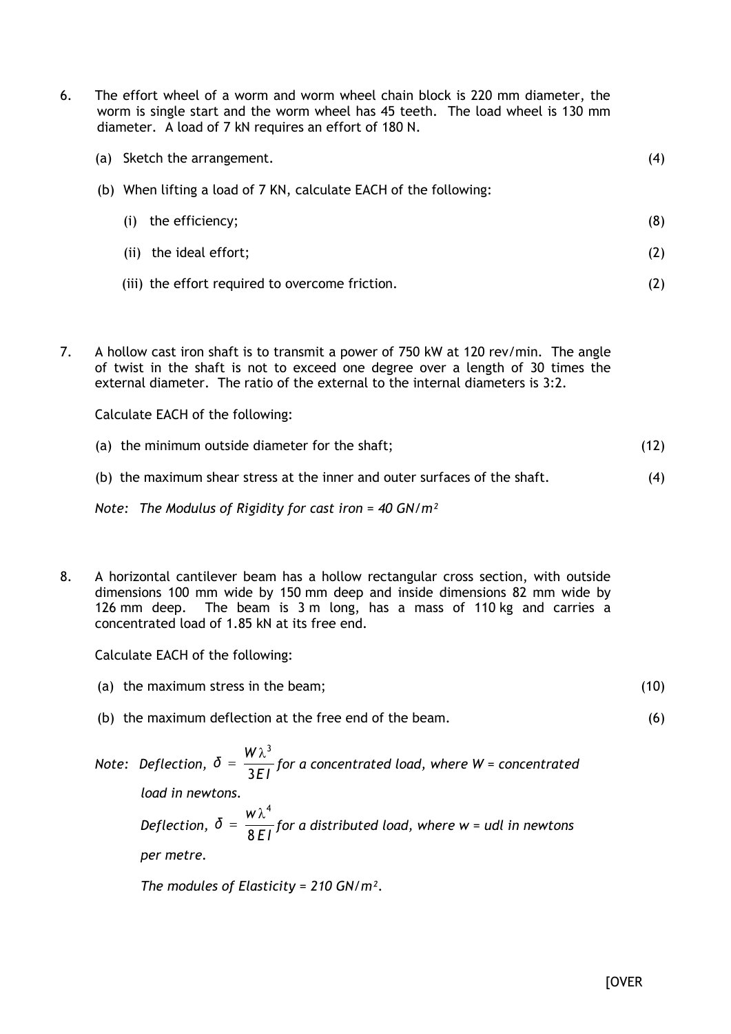6. The effort wheel of a worm and worm wheel chain block is 220 mm diameter, the worm is single start and the worm wheel has 45 teeth. The load wheel is 130 mm diameter. A load of 7 kN requires an effort of 180 N.

   (a) Sketch the arrangement. (4)

   (b) When lifting a load of 7 KN, calculate EACH of the following:

   (i) the efficiency; (8)

   (ii) the ideal effort; (2)

   (iii) the effort required to overcome friction. (2)

7. A hollow cast iron shaft is to transmit a power of 750 kW at 120 rev/min. The angle of twist in the shaft is not to exceed one degree over a length of 30 times the external diameter. The ratio of the external to the internal diameters is 3:2.

   Calculate EACH of the following:

   (a) the minimum outside diameter for the shaft; (12)

   (b) the maximum shear stress at the inner and outer surfaces of the shaft. (4)

   *Note: The Modulus of Rigidity for cast iron = 40 GN/m²*

8. A horizontal cantilever beam has a hollow rectangular cross section, with outside dimensions 100 mm wide by 150 mm deep and inside dimensions 82 mm wide by 126 mm deep. The beam is 3 m long, has a mass of 110 kg and carries a concentrated load of 1.85 kN at its free end.

   Calculate EACH of the following:

   (a) the maximum stress in the beam; (10)

   (b) the maximum deflection at the free end of the beam. (6)

   *Note: Deflection,* $\delta = \dfrac{W\lambda^3}{3EI}$ *for a concentrated load, where W = concentrated load in newtons.*

   *Deflection,* $\delta = \dfrac{w\lambda^4}{8EI}$ *for a distributed load, where w = udl in newtons per metre.*

   *The modules of Elasticity = 210 GN/m².*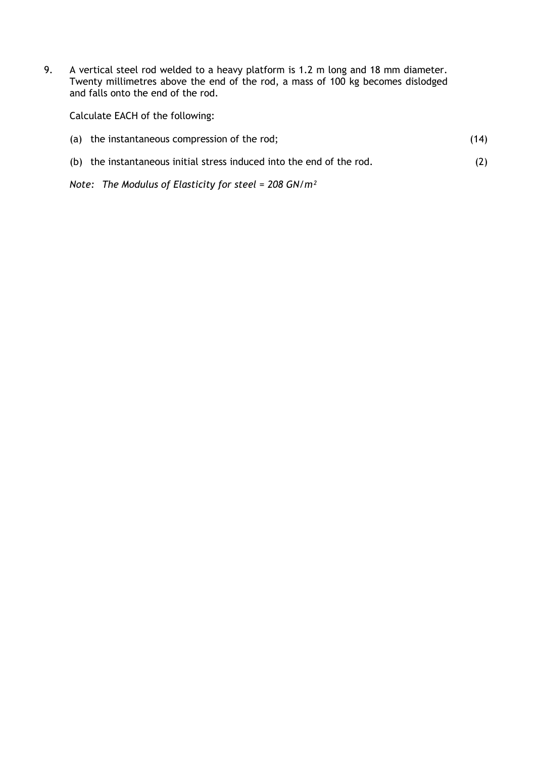9. A vertical steel rod welded to a heavy platform is 1.2 m long and 18 mm diameter. Twenty millimetres above the end of the rod, a mass of 100 kg becomes dislodged and falls onto the end of the rod.

   Calculate EACH of the following:

   (a) the instantaneous compression of the rod; (14)

   (b) the instantaneous initial stress induced into the end of the rod. (2)

   *Note: The Modulus of Elasticity for steel = 208 $GN/m^2$*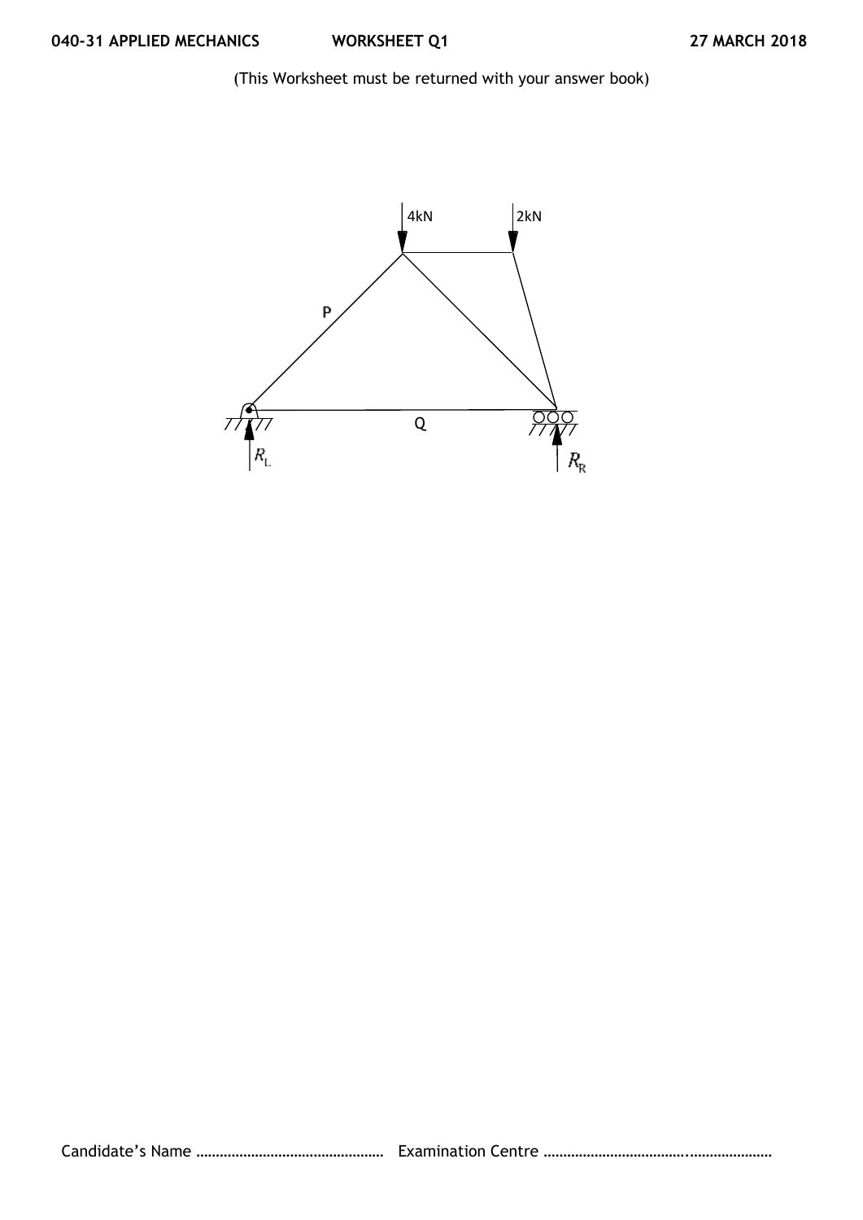**040-31 APPLIED MECHANICS** **WORKSHEET Q1** **27 MARCH 2018**

(This Worksheet must be returned with your answer book)

4kN

2kN

P

Q

$R_L$

$R_R$

Candidate's Name ……………………………………… Examination Centre ………………………………..…………………